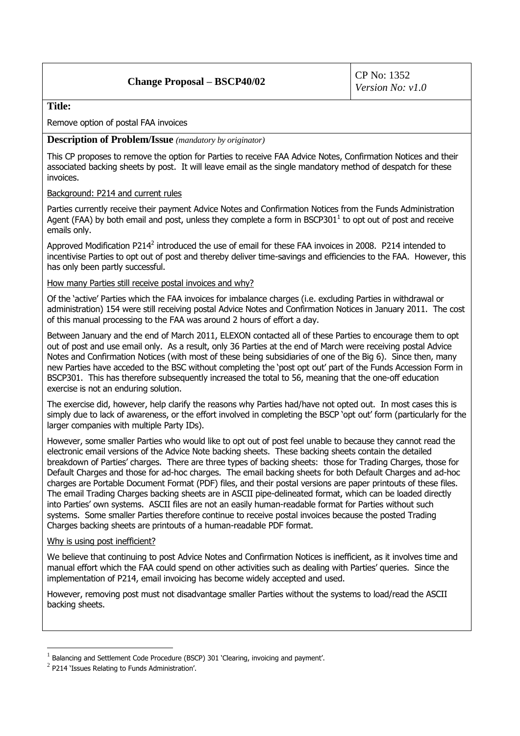| **Change Proposal – BSCP40/02** | CP No: 1352<br>*Version No: v1.0* |
|---|---|

**Title:**

Remove option of postal FAA invoices

**Description of Problem/Issue** *(mandatory by originator)*

This CP proposes to remove the option for Parties to receive FAA Advice Notes, Confirmation Notices and their associated backing sheets by post. It will leave email as the single mandatory method of despatch for these invoices.

<u>Background: P214 and current rules</u>

Parties currently receive their payment Advice Notes and Confirmation Notices from the Funds Administration Agent (FAA) by both email and post, unless they complete a form in BSCP301[1] to opt out of post and receive emails only.

Approved Modification P214[2] introduced the use of email for these FAA invoices in 2008. P214 intended to incentivise Parties to opt out of post and thereby deliver time-savings and efficiencies to the FAA. However, this has only been partly successful.

<u>How many Parties still receive postal invoices and why?</u>

Of the 'active' Parties which the FAA invoices for imbalance charges (i.e. excluding Parties in withdrawal or administration) 154 were still receiving postal Advice Notes and Confirmation Notices in January 2011. The cost of this manual processing to the FAA was around 2 hours of effort a day.

Between January and the end of March 2011, ELEXON contacted all of these Parties to encourage them to opt out of post and use email only. As a result, only 36 Parties at the end of March were receiving postal Advice Notes and Confirmation Notices (with most of these being subsidiaries of one of the Big 6). Since then, many new Parties have acceded to the BSC without completing the 'post opt out' part of the Funds Accession Form in BSCP301. This has therefore subsequently increased the total to 56, meaning that the one-off education exercise is not an enduring solution.

The exercise did, however, help clarify the reasons why Parties had/have not opted out. In most cases this is simply due to lack of awareness, or the effort involved in completing the BSCP 'opt out' form (particularly for the larger companies with multiple Party IDs).

However, some smaller Parties who would like to opt out of post feel unable to because they cannot read the electronic email versions of the Advice Note backing sheets. These backing sheets contain the detailed breakdown of Parties' charges. There are three types of backing sheets: those for Trading Charges, those for Default Charges and those for ad-hoc charges. The email backing sheets for both Default Charges and ad-hoc charges are Portable Document Format (PDF) files, and their postal versions are paper printouts of these files. The email Trading Charges backing sheets are in ASCII pipe-delineated format, which can be loaded directly into Parties' own systems. ASCII files are not an easily human-readable format for Parties without such systems. Some smaller Parties therefore continue to receive postal invoices because the posted Trading Charges backing sheets are printouts of a human-readable PDF format.

<u>Why is using post inefficient?</u>

We believe that continuing to post Advice Notes and Confirmation Notices is inefficient, as it involves time and manual effort which the FAA could spend on other activities such as dealing with Parties' queries. Since the implementation of P214, email invoicing has become widely accepted and used.

However, removing post must not disadvantage smaller Parties without the systems to load/read the ASCII backing sheets.

---

[1] Balancing and Settlement Code Procedure (BSCP) 301 'Clearing, invoicing and payment'.

[2] P214 'Issues Relating to Funds Administration'.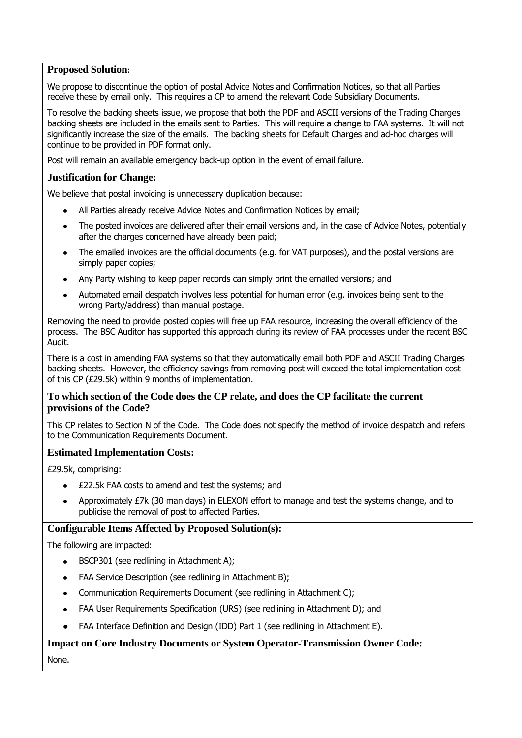**Proposed Solution:**

We propose to discontinue the option of postal Advice Notes and Confirmation Notices, so that all Parties receive these by email only. This requires a CP to amend the relevant Code Subsidiary Documents.

To resolve the backing sheets issue, we propose that both the PDF and ASCII versions of the Trading Charges backing sheets are included in the emails sent to Parties. This will require a change to FAA systems. It will not significantly increase the size of the emails. The backing sheets for Default Charges and ad-hoc charges will continue to be provided in PDF format only.

Post will remain an available emergency back-up option in the event of email failure.

**Justification for Change:**

We believe that postal invoicing is unnecessary duplication because:

- All Parties already receive Advice Notes and Confirmation Notices by email;
- The posted invoices are delivered after their email versions and, in the case of Advice Notes, potentially after the charges concerned have already been paid;
- The emailed invoices are the official documents (e.g. for VAT purposes), and the postal versions are simply paper copies;
- Any Party wishing to keep paper records can simply print the emailed versions; and
- Automated email despatch involves less potential for human error (e.g. invoices being sent to the wrong Party/address) than manual postage.

Removing the need to provide posted copies will free up FAA resource, increasing the overall efficiency of the process. The BSC Auditor has supported this approach during its review of FAA processes under the recent BSC Audit.

There is a cost in amending FAA systems so that they automatically email both PDF and ASCII Trading Charges backing sheets. However, the efficiency savings from removing post will exceed the total implementation cost of this CP (£29.5k) within 9 months of implementation.

**To which section of the Code does the CP relate, and does the CP facilitate the current provisions of the Code?**

This CP relates to Section N of the Code. The Code does not specify the method of invoice despatch and refers to the Communication Requirements Document.

**Estimated Implementation Costs:**

£29.5k, comprising:

- £22.5k FAA costs to amend and test the systems; and
- Approximately £7k (30 man days) in ELEXON effort to manage and test the systems change, and to publicise the removal of post to affected Parties.

**Configurable Items Affected by Proposed Solution(s):**

The following are impacted:

- BSCP301 (see redlining in Attachment A);
- FAA Service Description (see redlining in Attachment B);
- Communication Requirements Document (see redlining in Attachment C);
- FAA User Requirements Specification (URS) (see redlining in Attachment D); and
- FAA Interface Definition and Design (IDD) Part 1 (see redlining in Attachment E).

**Impact on Core Industry Documents or System Operator-Transmission Owner Code:**

None.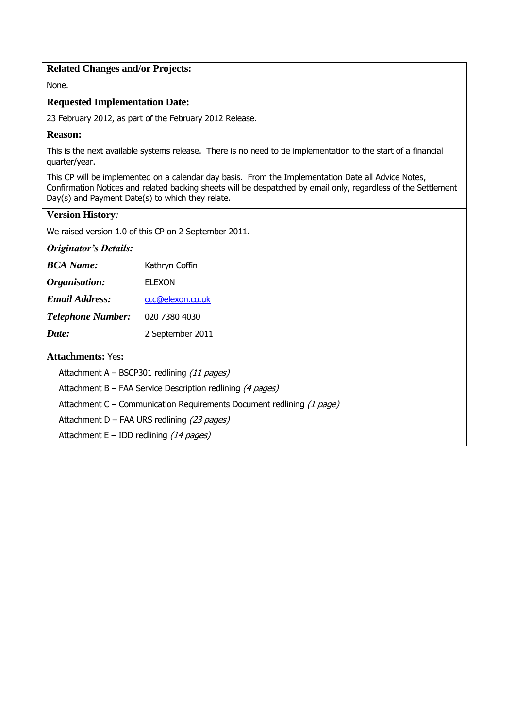**Related Changes and/or Projects:**

None.

**Requested Implementation Date:**

23 February 2012, as part of the February 2012 Release.

**Reason:**

This is the next available systems release. There is no need to tie implementation to the start of a financial quarter/year.

This CP will be implemented on a calendar day basis. From the Implementation Date all Advice Notes, Confirmation Notices and related backing sheets will be despatched by email only, regardless of the Settlement Day(s) and Payment Date(s) to which they relate.

**Version History***:*

We raised version 1.0 of this CP on 2 September 2011.

***Originator's Details:***

| | |
|---|---|
| ***BCA Name:*** | Kathryn Coffin |
| ***Organisation:*** | ELEXON |
| ***Email Address:*** | ccc@elexon.co.uk |
| ***Telephone Number:*** | 020 7380 4030 |
| ***Date:*** | 2 September 2011 |

**Attachments:** Yes**:**

- Attachment A – BSCP301 redlining *(11 pages)*
- Attachment B – FAA Service Description redlining *(4 pages)*
- Attachment C – Communication Requirements Document redlining *(1 page)*
- Attachment D – FAA URS redlining *(23 pages)*
- Attachment E – IDD redlining *(14 pages)*